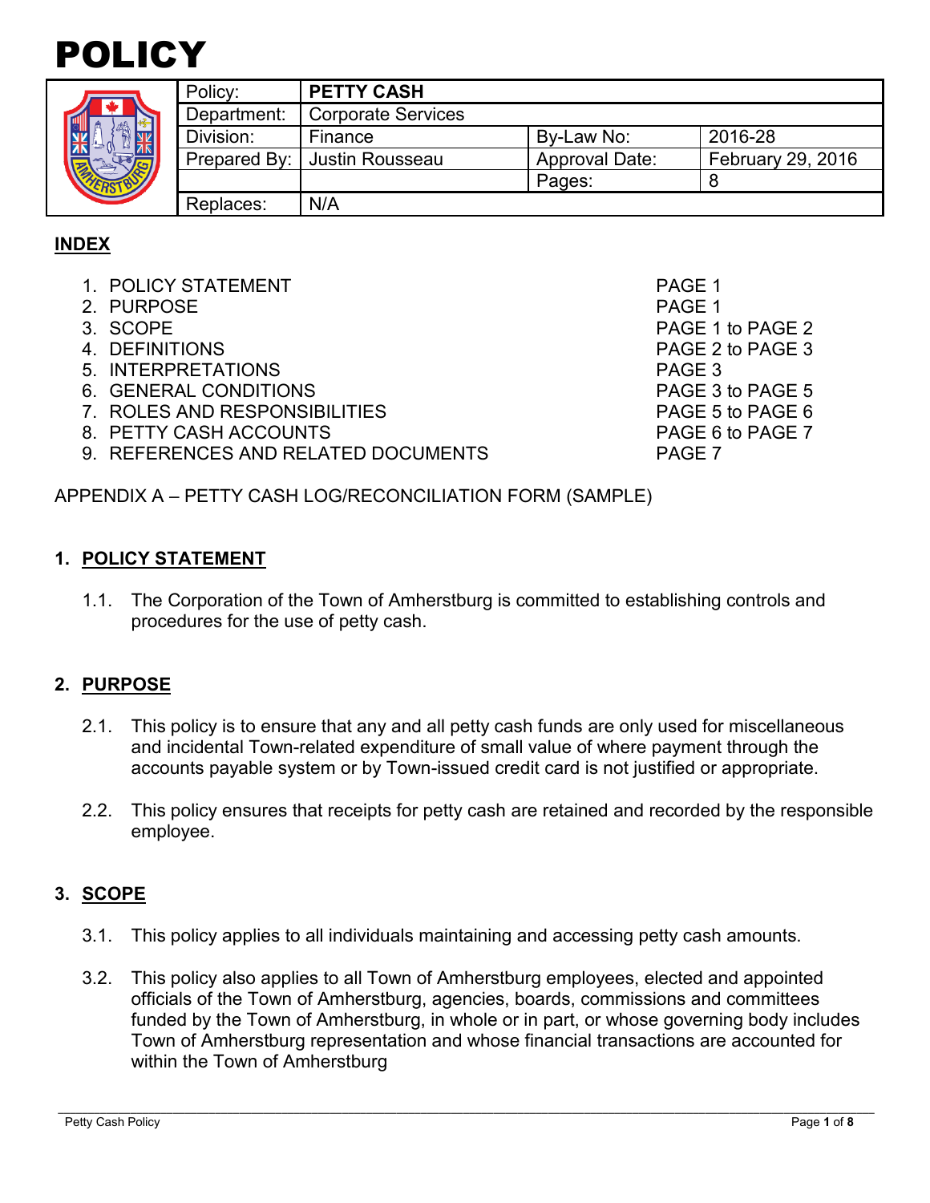# POLICY

| Policy: | PETTY CASH | | |
|---|---|---|---|
| Department: | Corporate Services | | |
| Division: | Finance | By-Law No: | 2016-28 |
| Prepared By: | Justin Rousseau | Approval Date: | February 29, 2016 |
| | | Pages: | 8 |
| Replaces: | N/A | | |

## INDEX

1. POLICY STATEMENT — PAGE 1
2. PURPOSE — PAGE 1
3. SCOPE — PAGE 1 to PAGE 2
4. DEFINITIONS — PAGE 2 to PAGE 3
5. INTERPRETATIONS — PAGE 3
6. GENERAL CONDITIONS — PAGE 3 to PAGE 5
7. ROLES AND RESPONSIBILITIES — PAGE 5 to PAGE 6
8. PETTY CASH ACCOUNTS — PAGE 6 to PAGE 7
9. REFERENCES AND RELATED DOCUMENTS — PAGE 7

APPENDIX A – PETTY CASH LOG/RECONCILIATION FORM (SAMPLE)

## 1. POLICY STATEMENT

1.1. The Corporation of the Town of Amherstburg is committed to establishing controls and procedures for the use of petty cash.

## 2. PURPOSE

2.1. This policy is to ensure that any and all petty cash funds are only used for miscellaneous and incidental Town-related expenditure of small value of where payment through the accounts payable system or by Town-issued credit card is not justified or appropriate.

2.2. This policy ensures that receipts for petty cash are retained and recorded by the responsible employee.

## 3. SCOPE

3.1. This policy applies to all individuals maintaining and accessing petty cash amounts.

3.2. This policy also applies to all Town of Amherstburg employees, elected and appointed officials of the Town of Amherstburg, agencies, boards, commissions and committees funded by the Town of Amherstburg, in whole or in part, or whose governing body includes Town of Amherstburg representation and whose financial transactions are accounted for within the Town of Amherstburg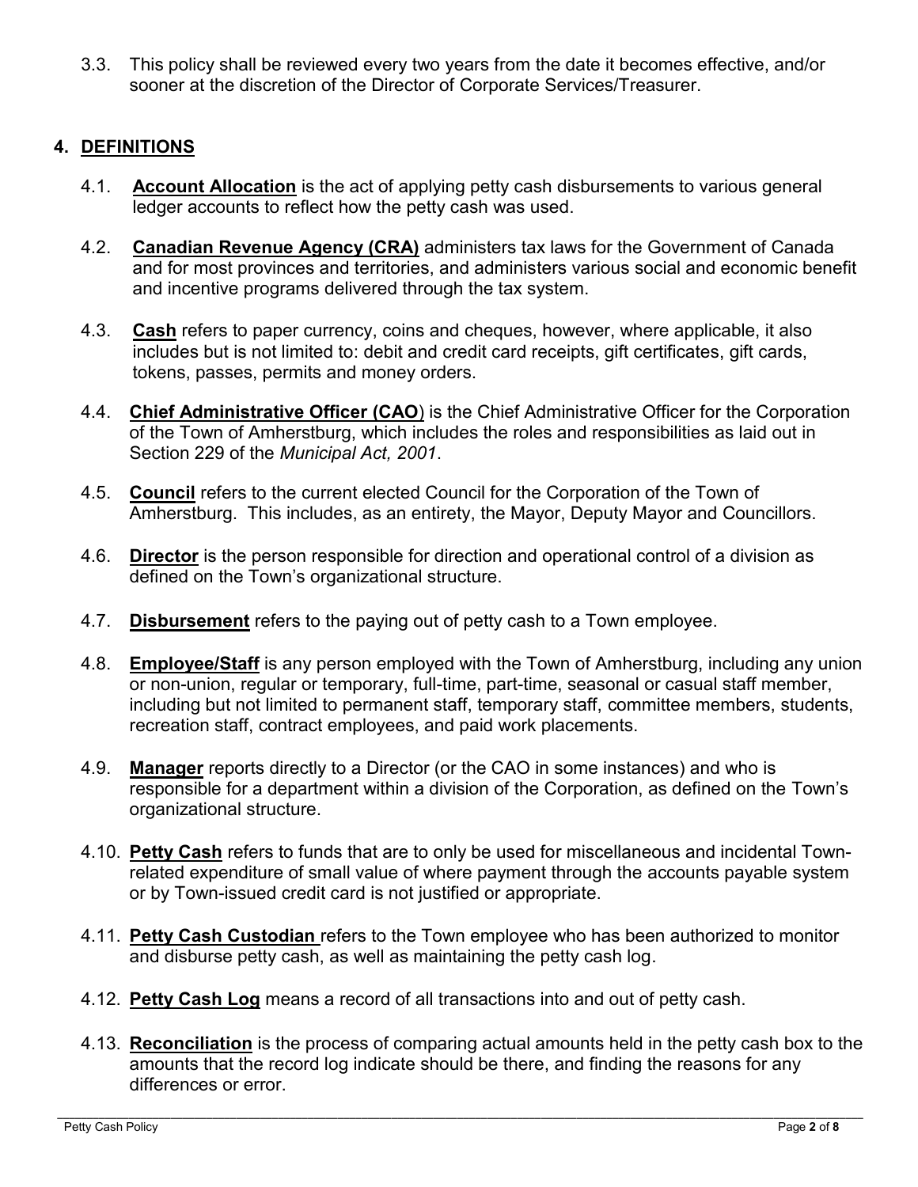3.3. This policy shall be reviewed every two years from the date it becomes effective, and/or sooner at the discretion of the Director of Corporate Services/Treasurer.

## 4. DEFINITIONS

4.1. **Account Allocation** is the act of applying petty cash disbursements to various general ledger accounts to reflect how the petty cash was used.

4.2. **Canadian Revenue Agency (CRA)** administers tax laws for the Government of Canada and for most provinces and territories, and administers various social and economic benefit and incentive programs delivered through the tax system.

4.3. **Cash** refers to paper currency, coins and cheques, however, where applicable, it also includes but is not limited to: debit and credit card receipts, gift certificates, gift cards, tokens, passes, permits and money orders.

4.4. **Chief Administrative Officer (CAO**) is the Chief Administrative Officer for the Corporation of the Town of Amherstburg, which includes the roles and responsibilities as laid out in Section 229 of the *Municipal Act, 2001*.

4.5. **Council** refers to the current elected Council for the Corporation of the Town of Amherstburg. This includes, as an entirety, the Mayor, Deputy Mayor and Councillors.

4.6. **Director** is the person responsible for direction and operational control of a division as defined on the Town's organizational structure.

4.7. **Disbursement** refers to the paying out of petty cash to a Town employee.

4.8. **Employee/Staff** is any person employed with the Town of Amherstburg, including any union or non-union, regular or temporary, full-time, part-time, seasonal or casual staff member, including but not limited to permanent staff, temporary staff, committee members, students, recreation staff, contract employees, and paid work placements.

4.9. **Manager** reports directly to a Director (or the CAO in some instances) and who is responsible for a department within a division of the Corporation, as defined on the Town's organizational structure.

4.10. **Petty Cash** refers to funds that are to only be used for miscellaneous and incidental Town-related expenditure of small value of where payment through the accounts payable system or by Town-issued credit card is not justified or appropriate.

4.11. **Petty Cash Custodian** refers to the Town employee who has been authorized to monitor and disburse petty cash, as well as maintaining the petty cash log.

4.12. **Petty Cash Log** means a record of all transactions into and out of petty cash.

4.13. **Reconciliation** is the process of comparing actual amounts held in the petty cash box to the amounts that the record log indicate should be there, and finding the reasons for any differences or error.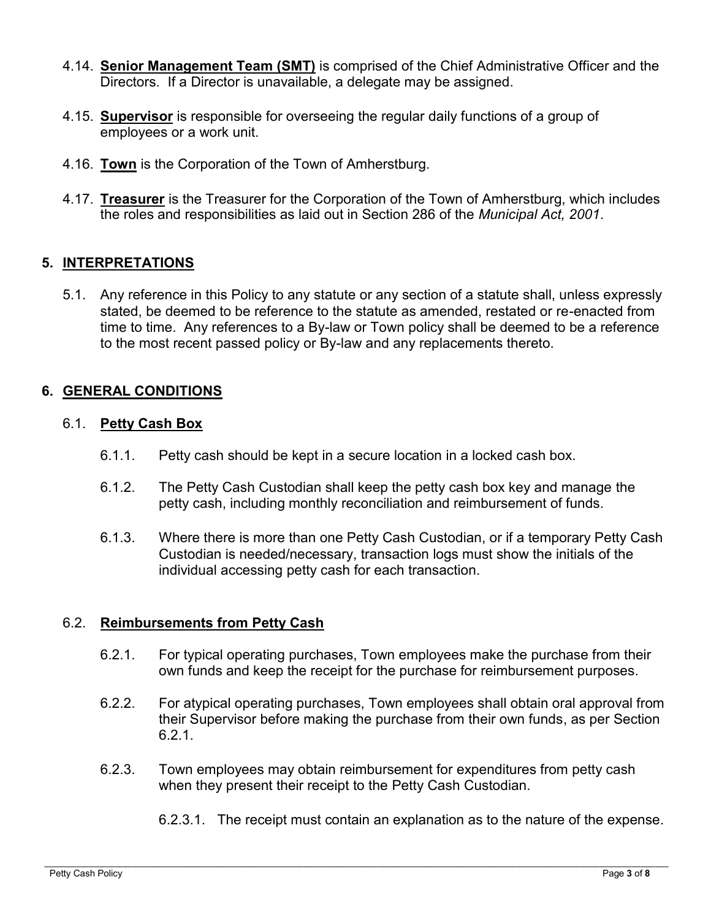4.14. **Senior Management Team (SMT)** is comprised of the Chief Administrative Officer and the Directors. If a Director is unavailable, a delegate may be assigned.

4.15. **Supervisor** is responsible for overseeing the regular daily functions of a group of employees or a work unit.

4.16. **Town** is the Corporation of the Town of Amherstburg.

4.17. **Treasurer** is the Treasurer for the Corporation of the Town of Amherstburg, which includes the roles and responsibilities as laid out in Section 286 of the *Municipal Act, 2001*.

## 5. INTERPRETATIONS

5.1. Any reference in this Policy to any statute or any section of a statute shall, unless expressly stated, be deemed to be reference to the statute as amended, restated or re-enacted from time to time. Any references to a By-law or Town policy shall be deemed to be a reference to the most recent passed policy or By-law and any replacements thereto.

## 6. GENERAL CONDITIONS

### 6.1. Petty Cash Box

6.1.1. Petty cash should be kept in a secure location in a locked cash box.

6.1.2. The Petty Cash Custodian shall keep the petty cash box key and manage the petty cash, including monthly reconciliation and reimbursement of funds.

6.1.3. Where there is more than one Petty Cash Custodian, or if a temporary Petty Cash Custodian is needed/necessary, transaction logs must show the initials of the individual accessing petty cash for each transaction.

### 6.2. Reimbursements from Petty Cash

6.2.1. For typical operating purchases, Town employees make the purchase from their own funds and keep the receipt for the purchase for reimbursement purposes.

6.2.2. For atypical operating purchases, Town employees shall obtain oral approval from their Supervisor before making the purchase from their own funds, as per Section 6.2.1.

6.2.3. Town employees may obtain reimbursement for expenditures from petty cash when they present their receipt to the Petty Cash Custodian.

6.2.3.1. The receipt must contain an explanation as to the nature of the expense.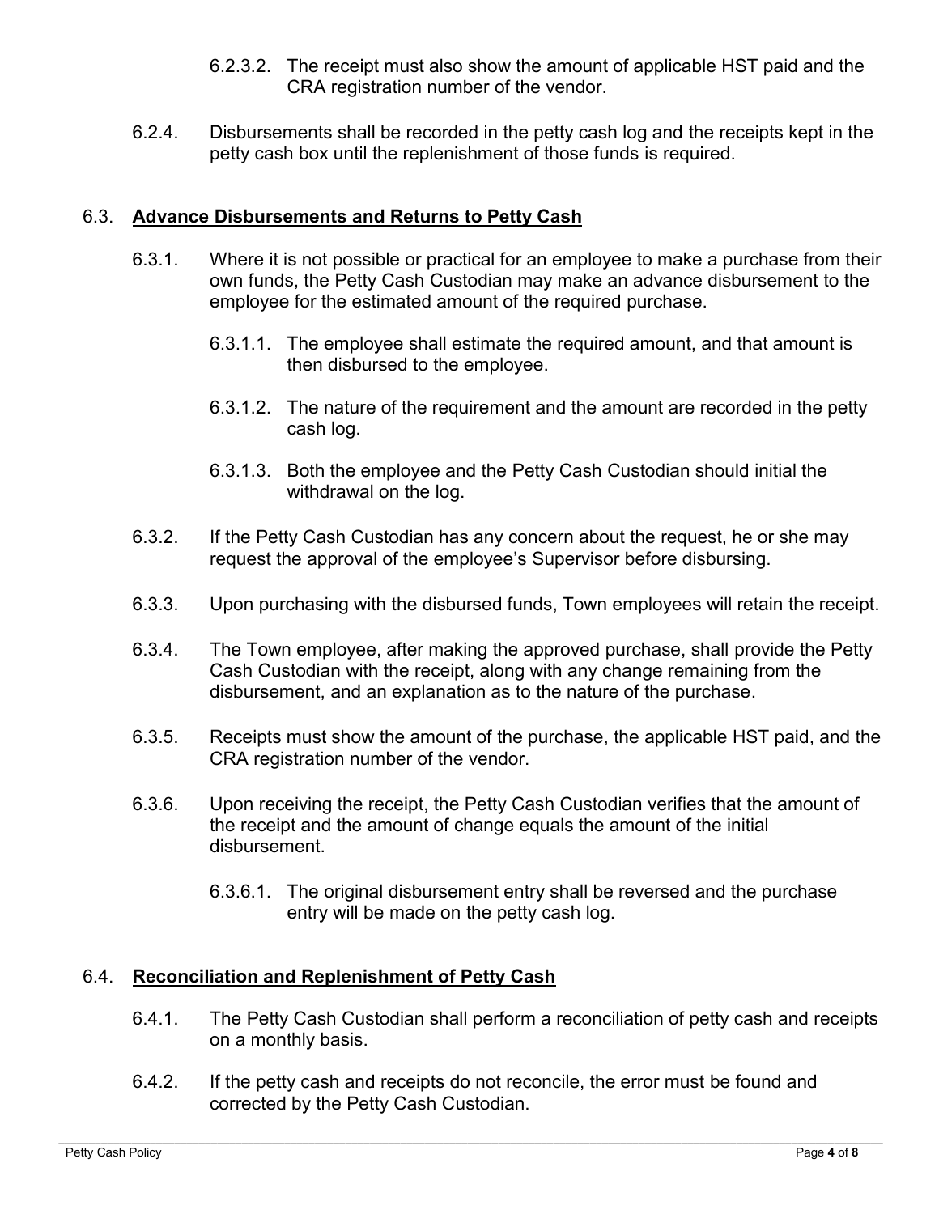6.2.3.2. The receipt must also show the amount of applicable HST paid and the CRA registration number of the vendor.

6.2.4. Disbursements shall be recorded in the petty cash log and the receipts kept in the petty cash box until the replenishment of those funds is required.

### 6.3. **Advance Disbursements and Returns to Petty Cash**

6.3.1. Where it is not possible or practical for an employee to make a purchase from their own funds, the Petty Cash Custodian may make an advance disbursement to the employee for the estimated amount of the required purchase.

6.3.1.1. The employee shall estimate the required amount, and that amount is then disbursed to the employee.

6.3.1.2. The nature of the requirement and the amount are recorded in the petty cash log.

6.3.1.3. Both the employee and the Petty Cash Custodian should initial the withdrawal on the log.

6.3.2. If the Petty Cash Custodian has any concern about the request, he or she may request the approval of the employee's Supervisor before disbursing.

6.3.3. Upon purchasing with the disbursed funds, Town employees will retain the receipt.

6.3.4. The Town employee, after making the approved purchase, shall provide the Petty Cash Custodian with the receipt, along with any change remaining from the disbursement, and an explanation as to the nature of the purchase.

6.3.5. Receipts must show the amount of the purchase, the applicable HST paid, and the CRA registration number of the vendor.

6.3.6. Upon receiving the receipt, the Petty Cash Custodian verifies that the amount of the receipt and the amount of change equals the amount of the initial disbursement.

6.3.6.1. The original disbursement entry shall be reversed and the purchase entry will be made on the petty cash log.

### 6.4. **Reconciliation and Replenishment of Petty Cash**

6.4.1. The Petty Cash Custodian shall perform a reconciliation of petty cash and receipts on a monthly basis.

6.4.2. If the petty cash and receipts do not reconcile, the error must be found and corrected by the Petty Cash Custodian.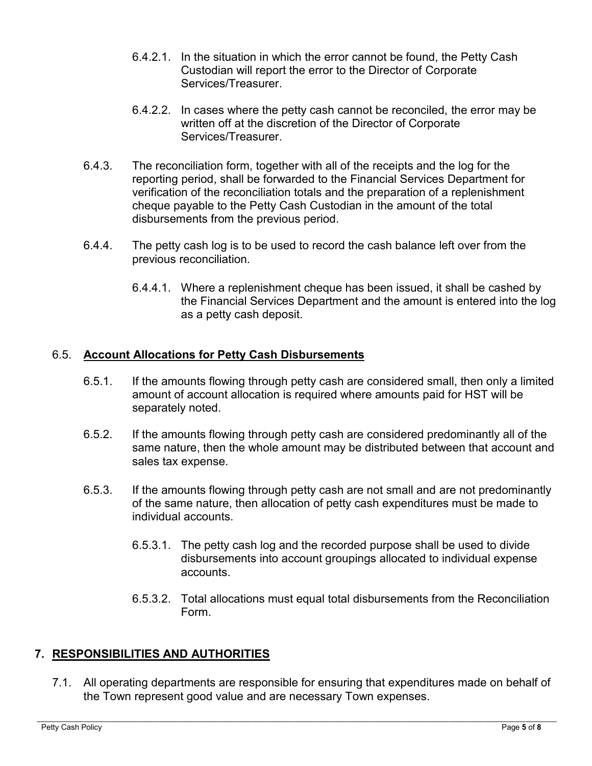6.4.2.1. In the situation in which the error cannot be found, the Petty Cash Custodian will report the error to the Director of Corporate Services/Treasurer.

6.4.2.2. In cases where the petty cash cannot be reconciled, the error may be written off at the discretion of the Director of Corporate Services/Treasurer.

6.4.3. The reconciliation form, together with all of the receipts and the log for the reporting period, shall be forwarded to the Financial Services Department for verification of the reconciliation totals and the preparation of a replenishment cheque payable to the Petty Cash Custodian in the amount of the total disbursements from the previous period.

6.4.4. The petty cash log is to be used to record the cash balance left over from the previous reconciliation.

6.4.4.1. Where a replenishment cheque has been issued, it shall be cashed by the Financial Services Department and the amount is entered into the log as a petty cash deposit.

### 6.5. **Account Allocations for Petty Cash Disbursements**

6.5.1. If the amounts flowing through petty cash are considered small, then only a limited amount of account allocation is required where amounts paid for HST will be separately noted.

6.5.2. If the amounts flowing through petty cash are considered predominantly all of the same nature, then the whole amount may be distributed between that account and sales tax expense.

6.5.3. If the amounts flowing through petty cash are not small and are not predominantly of the same nature, then allocation of petty cash expenditures must be made to individual accounts.

6.5.3.1. The petty cash log and the recorded purpose shall be used to divide disbursements into account groupings allocated to individual expense accounts.

6.5.3.2. Total allocations must equal total disbursements from the Reconciliation Form.

## 7. **RESPONSIBILITIES AND AUTHORITIES**

7.1. All operating departments are responsible for ensuring that expenditures made on behalf of the Town represent good value and are necessary Town expenses.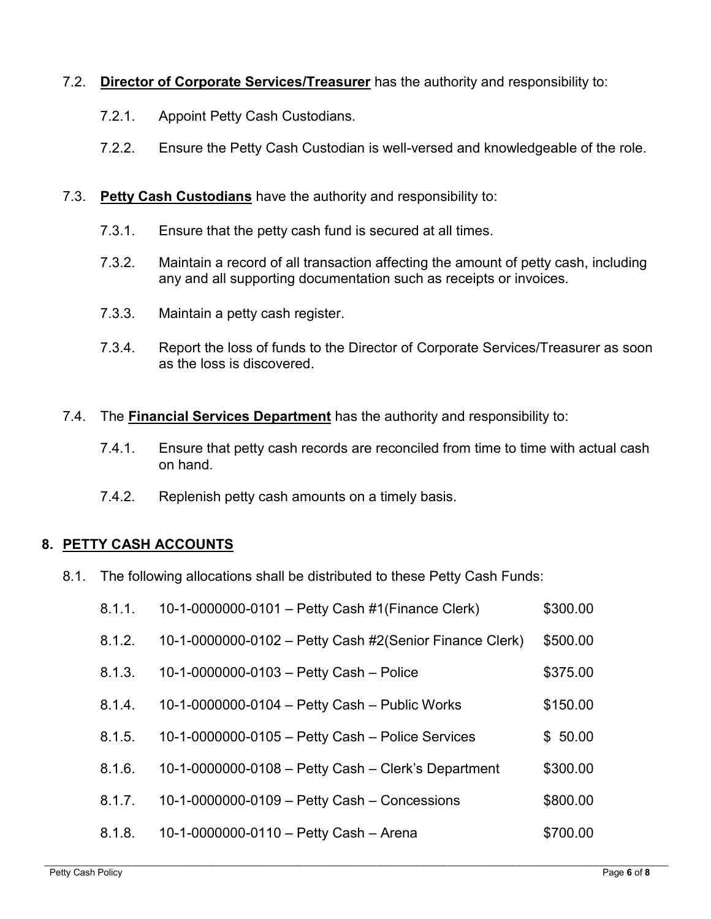7.2. **Director of Corporate Services/Treasurer** has the authority and responsibility to:

7.2.1. Appoint Petty Cash Custodians.

7.2.2. Ensure the Petty Cash Custodian is well-versed and knowledgeable of the role.

7.3. **Petty Cash Custodians** have the authority and responsibility to:

7.3.1. Ensure that the petty cash fund is secured at all times.

7.3.2. Maintain a record of all transaction affecting the amount of petty cash, including any and all supporting documentation such as receipts or invoices.

7.3.3. Maintain a petty cash register.

7.3.4. Report the loss of funds to the Director of Corporate Services/Treasurer as soon as the loss is discovered.

7.4. The **Financial Services Department** has the authority and responsibility to:

7.4.1. Ensure that petty cash records are reconciled from time to time with actual cash on hand.

7.4.2. Replenish petty cash amounts on a timely basis.

## 8. PETTY CASH ACCOUNTS

8.1. The following allocations shall be distributed to these Petty Cash Funds:

| | | |
|---|---|---|
| 8.1.1. | 10-1-0000000-0101 – Petty Cash #1(Finance Clerk) | $300.00 |
| 8.1.2. | 10-1-0000000-0102 – Petty Cash #2(Senior Finance Clerk) | $500.00 |
| 8.1.3. | 10-1-0000000-0103 – Petty Cash – Police | $375.00 |
| 8.1.4. | 10-1-0000000-0104 – Petty Cash – Public Works | $150.00 |
| 8.1.5. | 10-1-0000000-0105 – Petty Cash – Police Services | $ 50.00 |
| 8.1.6. | 10-1-0000000-0108 – Petty Cash – Clerk's Department | $300.00 |
| 8.1.7. | 10-1-0000000-0109 – Petty Cash – Concessions | $800.00 |
| 8.1.8. | 10-1-0000000-0110 – Petty Cash – Arena | $700.00 |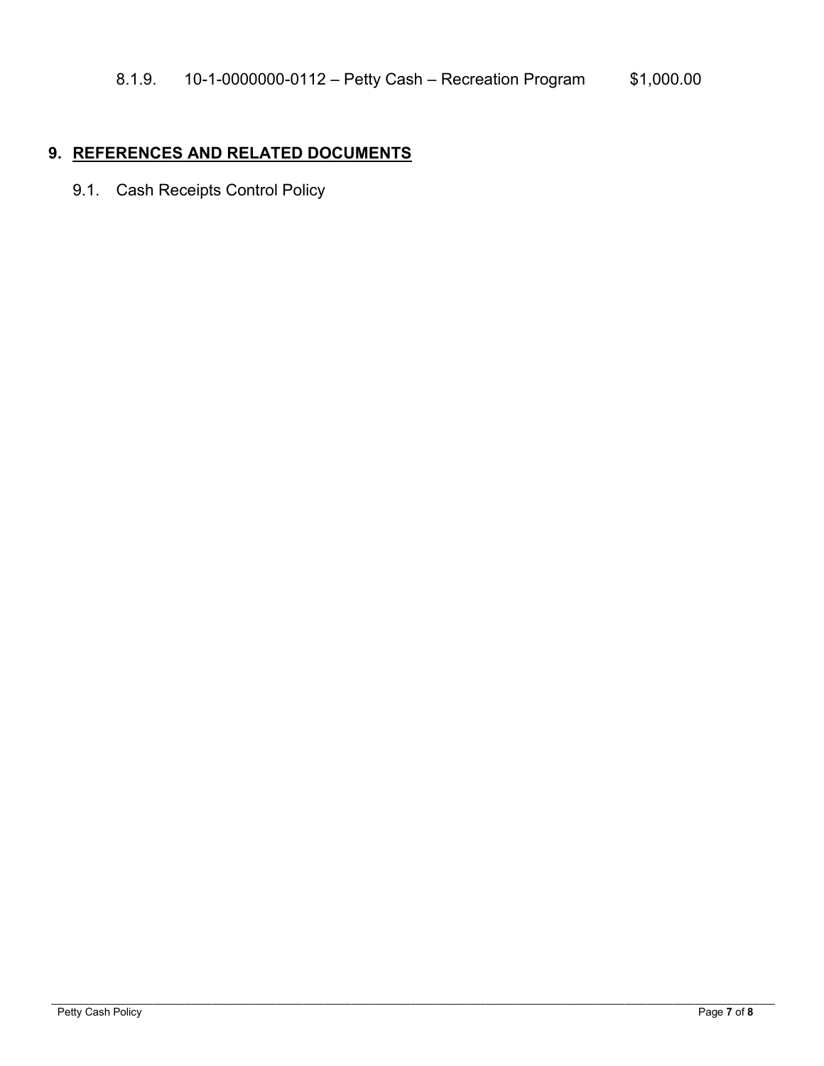8.1.9. 10-1-0000000-0112 – Petty Cash – Recreation Program $1,000.00

## 9. REFERENCES AND RELATED DOCUMENTS

9.1. Cash Receipts Control Policy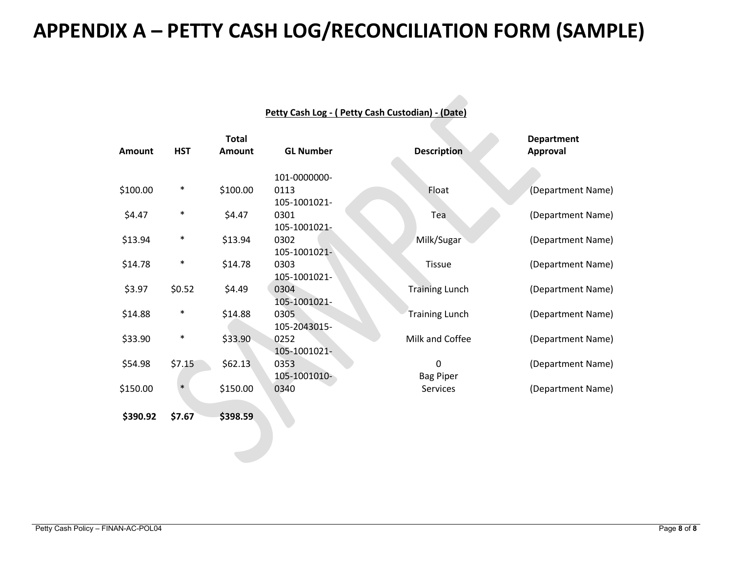# APPENDIX A – PETTY CASH LOG/RECONCILIATION FORM (SAMPLE)

**Petty Cash Log - ( Petty Cash Custodian) - (Date)**

| Amount | HST | Total Amount | GL Number | Description | Department Approval |
|---|---|---|---|---|---|
| $100.00 | * | $100.00 | 101-0000000-0113 | Float | (Department Name) |
| $4.47 | * | $4.47 | 105-1001021-0301 | Tea | (Department Name) |
| $13.94 | * | $13.94 | 105-1001021-0302 | Milk/Sugar | (Department Name) |
| $14.78 | * | $14.78 | 105-1001021-0303 | Tissue | (Department Name) |
| $3.97 | $0.52 | $4.49 | 105-1001021-0304 | Training Lunch | (Department Name) |
| $14.88 | * | $14.88 | 105-1001021-0305 | Training Lunch | (Department Name) |
| $33.90 | * | $33.90 | 105-2043015-0252 | Milk and Coffee | (Department Name) |
| $54.98 | $7.15 | $62.13 | 105-1001021-0353 | 0 | (Department Name) |
| $150.00 | * | $150.00 | 105-1001010-0340 | Bag Piper Services | (Department Name) |
| **$390.92** | **$7.67** | **$398.59** | | | |